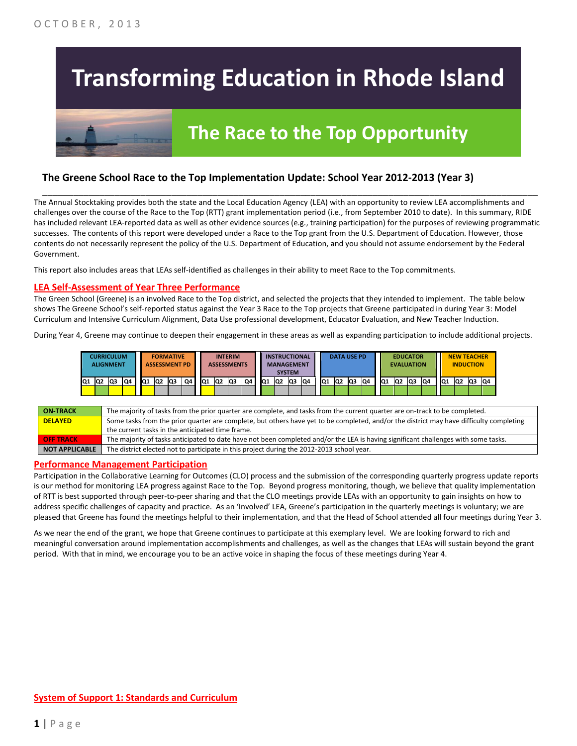OCTOBER, 2013

# Transforming Education in Rhode Island

## The Race to the Top Opportunity

### The Greene School Race to the Top Implementation Update: School Year 2012-2013 (Year 3)

The Annual Stocktaking provides both the state and the Local Education Agency (LEA) with an opportunity to review LEA accomplishments and challenges over the course of the Race to the Top (RTT) grant implementation period (i.e., from September 2010 to date). In this summary, RIDE has included relevant LEA-reported data as well as other evidence sources (e.g., training participation) for the purposes of reviewing programmatic successes. The contents of this report were developed under a Race to the Top grant from the U.S. Department of Education. However, those contents do not necessarily represent the policy of the U.S. Department of Education, and you should not assume endorsement by the Federal Government.

This report also includes areas that LEAs self-identified as challenges in their ability to meet Race to the Top commitments.

## LEA Self-Assessment of Year Three Performance

The Green School (Greene) is an involved Race to the Top district, and selected the projects that they intended to implement. The table below shows The Greene School's self-reported status against the Year 3 Race to the Top projects that Greene participated in during Year 3: Model Curriculum and Intensive Curriculum Alignment, Data Use professional development, Educator Evaluation, and New Teacher Induction.

During Year 4, Greene may continue to deepen their engagement in these areas as well as expanding participation to include additional projects.

| CURRICULUM ALIGNMENT | | | | FORMATIVE ASSESSMENT PD | | | | INTERIM ASSESSMENTS | | | | INSTRUCTIONAL MANAGEMENT SYSTEM | | | | DATA USE PD | | | | EDUCATOR EVALUATION | | | | NEW TEACHER INDUCTION | | | |
|---|---|---|---|---|---|---|---|---|---|---|---|---|---|---|---|---|---|---|---|---|---|---|---|---|---|---|---|
| Q1 | Q2 | Q3 | Q4 | Q1 | Q2 | Q3 | Q4 | Q1 | Q2 | Q3 | Q4 | Q1 | Q2 | Q3 | Q4 | Q1 | Q2 | Q3 | Q4 | Q1 | Q2 | Q3 | Q4 | Q1 | Q2 | Q3 | Q4 |
| Delayed | On-Track | Delayed | Delayed | Delayed | Not Applicable | Not Applicable | Not Applicable | Delayed | Not Applicable | Not Applicable | Not Applicable | On-Track | Not Applicable | Not Applicable | Not Applicable | On-Track | On-Track | On-Track | On-Track | On-Track | On-Track | On-Track | On-Track | On-Track | On-Track | On-Track | On-Track |

| | |
|---|---|
| **ON-TRACK** | The majority of tasks from the prior quarter are complete, and tasks from the current quarter are on-track to be completed. |
| **DELAYED** | Some tasks from the prior quarter are complete, but others have yet to be completed, and/or the district may have difficulty completing the current tasks in the anticipated time frame. |
| **OFF TRACK** | The majority of tasks anticipated to date have not been completed and/or the LEA is having significant challenges with some tasks. |
| **NOT APPLICABLE** | The district elected not to participate in this project during the 2012-2013 school year. |

## Performance Management Participation

Participation in the Collaborative Learning for Outcomes (CLO) process and the submission of the corresponding quarterly progress update reports is our method for monitoring LEA progress against Race to the Top. Beyond progress monitoring, though, we believe that quality implementation of RTT is best supported through peer-to-peer sharing and that the CLO meetings provide LEAs with an opportunity to gain insights on how to address specific challenges of capacity and practice. As an 'Involved' LEA, Greene's participation in the quarterly meetings is voluntary; we are pleased that Greene has found the meetings helpful to their implementation, and that the Head of School attended all four meetings during Year 3.

As we near the end of the grant, we hope that Greene continues to participate at this exemplary level. We are looking forward to rich and meaningful conversation around implementation accomplishments and challenges, as well as the changes that LEAs will sustain beyond the grant period. With that in mind, we encourage you to be an active voice in shaping the focus of these meetings during Year 4.

## System of Support 1: Standards and Curriculum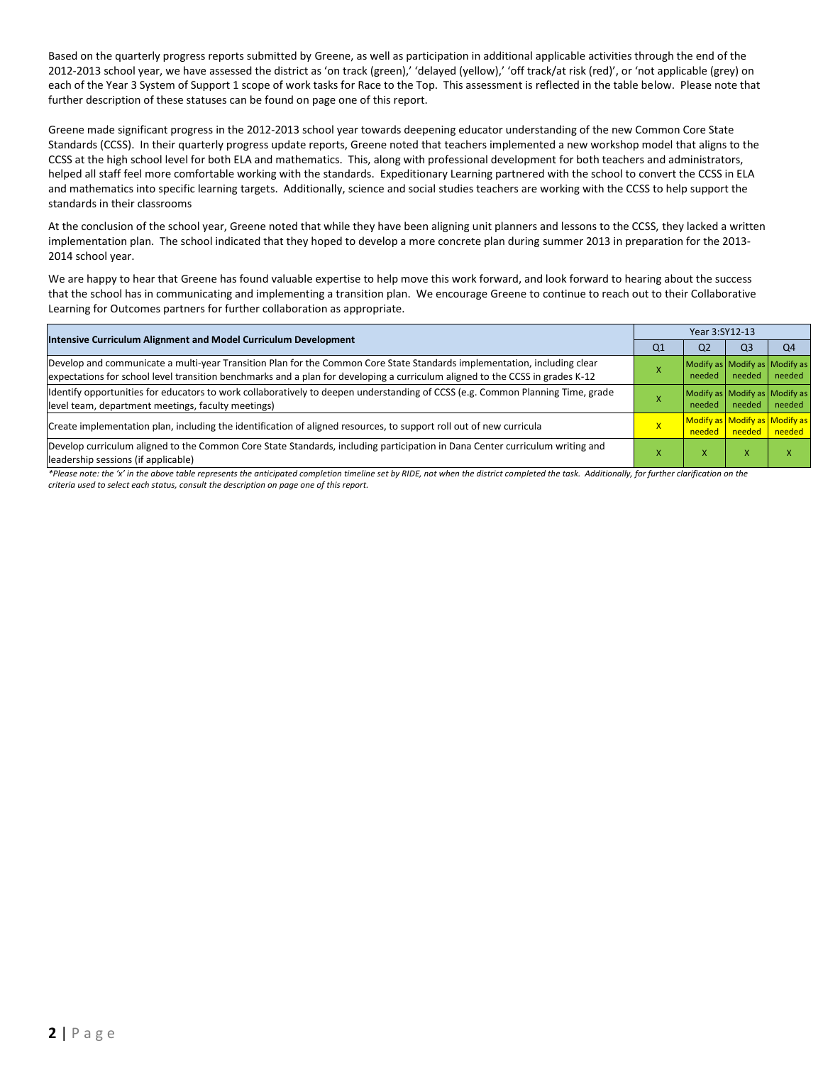Based on the quarterly progress reports submitted by Greene, as well as participation in additional applicable activities through the end of the 2012-2013 school year, we have assessed the district as 'on track (green),' 'delayed (yellow),' 'off track/at risk (red)', or 'not applicable (grey) on each of the Year 3 System of Support 1 scope of work tasks for Race to the Top. This assessment is reflected in the table below. Please note that further description of these statuses can be found on page one of this report.

Greene made significant progress in the 2012-2013 school year towards deepening educator understanding of the new Common Core State Standards (CCSS). In their quarterly progress update reports, Greene noted that teachers implemented a new workshop model that aligns to the CCSS at the high school level for both ELA and mathematics. This, along with professional development for both teachers and administrators, helped all staff feel more comfortable working with the standards. Expeditionary Learning partnered with the school to convert the CCSS in ELA and mathematics into specific learning targets. Additionally, science and social studies teachers are working with the CCSS to help support the standards in their classrooms

At the conclusion of the school year, Greene noted that while they have been aligning unit planners and lessons to the CCSS, they lacked a written implementation plan. The school indicated that they hoped to develop a more concrete plan during summer 2013 in preparation for the 2013-2014 school year.

We are happy to hear that Greene has found valuable expertise to help move this work forward, and look forward to hearing about the success that the school has in communicating and implementing a transition plan. We encourage Greene to continue to reach out to their Collaborative Learning for Outcomes partners for further collaboration as appropriate.

| Intensive Curriculum Alignment and Model Curriculum Development | Year 3:SY12-13 | | | |
|---|---|---|---|---|
| | Q1 | Q2 | Q3 | Q4 |
| Develop and communicate a multi-year Transition Plan for the Common Core State Standards implementation, including clear expectations for school level transition benchmarks and a plan for developing a curriculum aligned to the CCSS in grades K-12 | X | Modify as needed | Modify as needed | Modify as needed |
| Identify opportunities for educators to work collaboratively to deepen understanding of CCSS (e.g. Common Planning Time, grade level team, department meetings, faculty meetings) | X | Modify as needed | Modify as needed | Modify as needed |
| Create implementation plan, including the identification of aligned resources, to support roll out of new curricula | X | Modify as needed | Modify as needed | Modify as needed |
| Develop curriculum aligned to the Common Core State Standards, including participation in Dana Center curriculum writing and leadership sessions (if applicable) | X | X | X | X |

*\*Please note: the 'x' in the above table represents the anticipated completion timeline set by RIDE, not when the district completed the task. Additionally, for further clarification on the criteria used to select each status, consult the description on page one of this report.*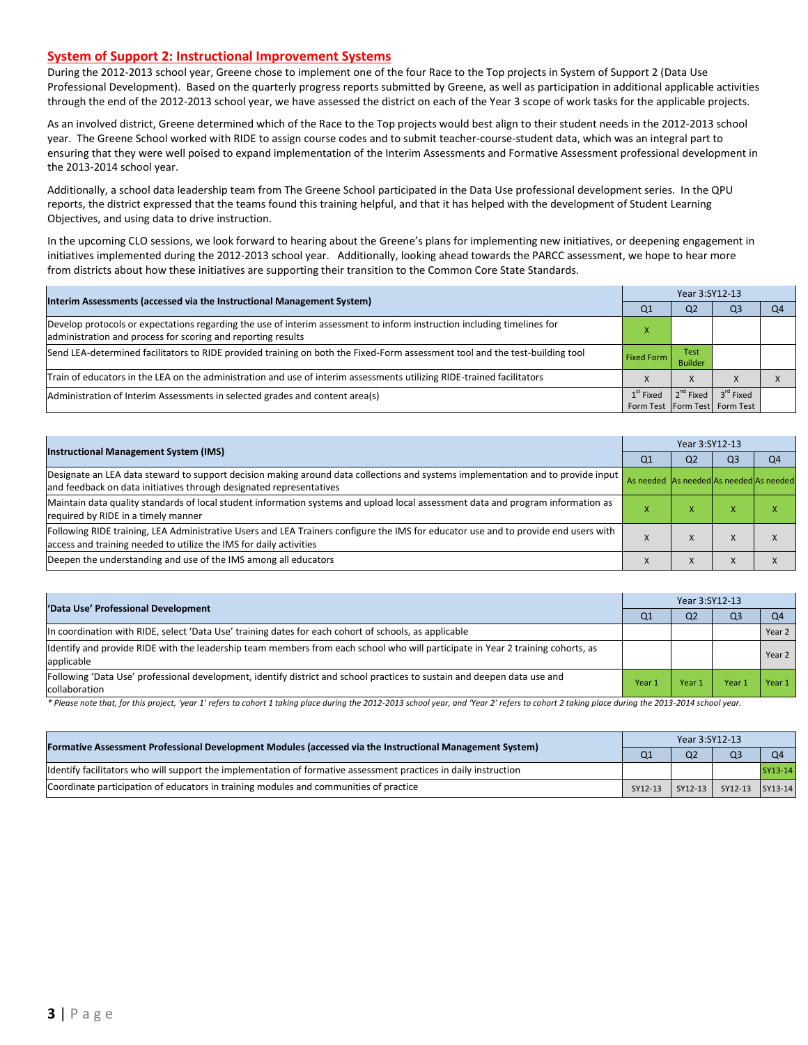## System of Support 2: Instructional Improvement Systems

During the 2012-2013 school year, Greene chose to implement one of the four Race to the Top projects in System of Support 2 (Data Use Professional Development). Based on the quarterly progress reports submitted by Greene, as well as participation in additional applicable activities through the end of the 2012-2013 school year, we have assessed the district on each of the Year 3 scope of work tasks for the applicable projects.

As an involved district, Greene determined which of the Race to the Top projects would best align to their student needs in the 2012-2013 school year. The Greene School worked with RIDE to assign course codes and to submit teacher-course-student data, which was an integral part to ensuring that they were well poised to expand implementation of the Interim Assessments and Formative Assessment professional development in the 2013-2014 school year.

Additionally, a school data leadership team from The Greene School participated in the Data Use professional development series. In the QPU reports, the district expressed that the teams found this training helpful, and that it has helped with the development of Student Learning Objectives, and using data to drive instruction.

In the upcoming CLO sessions, we look forward to hearing about the Greene's plans for implementing new initiatives, or deepening engagement in initiatives implemented during the 2012-2013 school year. Additionally, looking ahead towards the PARCC assessment, we hope to hear more from districts about how these initiatives are supporting their transition to the Common Core State Standards.

| Interim Assessments (accessed via the Instructional Management System) | Year 3:SY12-13 | | | |
|---|---|---|---|---|
| | Q1 | Q2 | Q3 | Q4 |
| Develop protocols or expectations regarding the use of interim assessment to inform instruction including timelines for administration and process for scoring and reporting results | X | | | |
| Send LEA-determined facilitators to RIDE provided training on both the Fixed-Form assessment tool and the test-building tool | Fixed Form | Test Builder | | |
| Train of educators in the LEA on the administration and use of interim assessments utilizing RIDE-trained facilitators | X | X | X | X |
| Administration of Interim Assessments in selected grades and content area(s) | 1st Fixed Form Test | 2nd Fixed Form Test | 3rd Fixed Form Test | |

| Instructional Management System (IMS) | Year 3:SY12-13 | | | |
|---|---|---|---|---|
| | Q1 | Q2 | Q3 | Q4 |
| Designate an LEA data steward to support decision making around data collections and systems implementation and to provide input and feedback on data initiatives through designated representatives | As needed | As needed | As needed | As needed |
| Maintain data quality standards of local student information systems and upload local assessment data and program information as required by RIDE in a timely manner | X | X | X | X |
| Following RIDE training, LEA Administrative Users and LEA Trainers configure the IMS for educator use and to provide end users with access and training needed to utilize the IMS for daily activities | X | X | X | X |
| Deepen the understanding and use of the IMS among all educators | X | X | X | X |

| 'Data Use' Professional Development | Year 3:SY12-13 | | | |
|---|---|---|---|---|
| | Q1 | Q2 | Q3 | Q4 |
| In coordination with RIDE, select 'Data Use' training dates for each cohort of schools, as applicable | | | | Year 2 |
| Identify and provide RIDE with the leadership team members from each school who will participate in Year 2 training cohorts, as applicable | | | | Year 2 |
| Following 'Data Use' professional development, identify district and school practices to sustain and deepen data use and collaboration | Year 1 | Year 1 | Year 1 | Year 1 |

*\* Please note that, for this project, 'year 1' refers to cohort 1 taking place during the 2012-2013 school year, and 'Year 2' refers to cohort 2 taking place during the 2013-2014 school year.*

| Formative Assessment Professional Development Modules (accessed via the Instructional Management System) | Year 3:SY12-13 | | | |
|---|---|---|---|---|
| | Q1 | Q2 | Q3 | Q4 |
| Identify facilitators who will support the implementation of formative assessment practices in daily instruction | | | | SY13-14 |
| Coordinate participation of educators in training modules and communities of practice | SY12-13 | SY12-13 | SY12-13 | SY13-14 |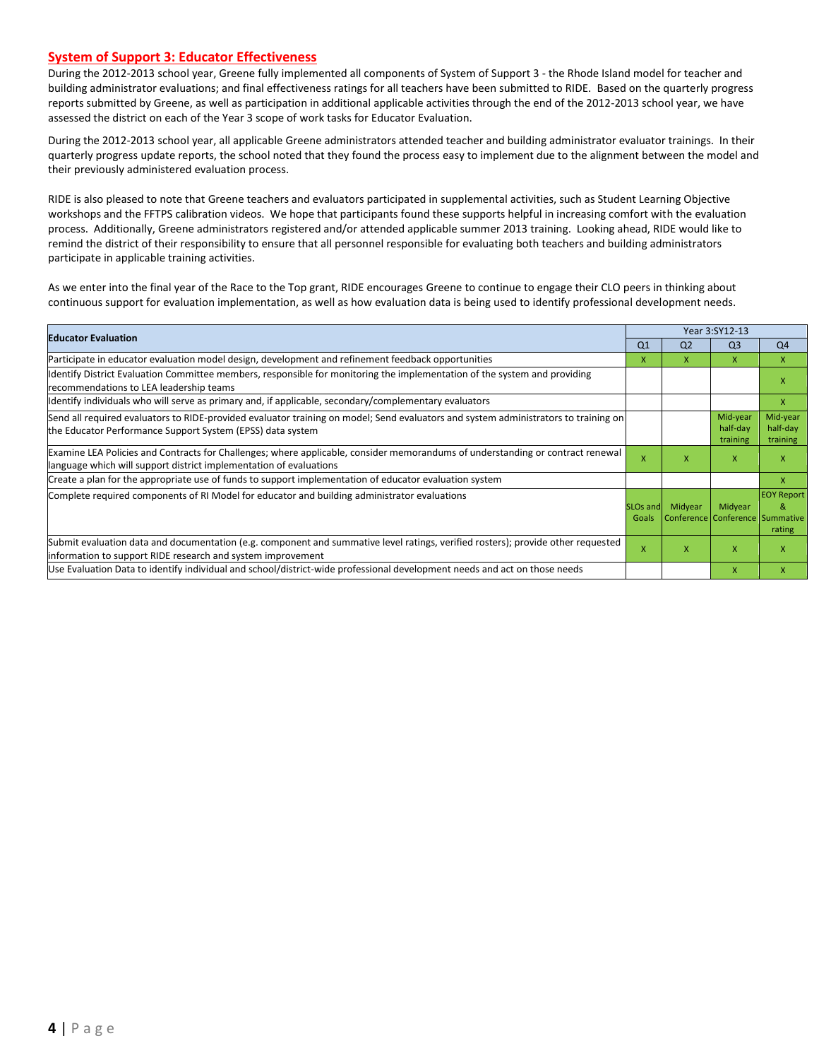## System of Support 3: Educator Effectiveness

During the 2012-2013 school year, Greene fully implemented all components of System of Support 3 - the Rhode Island model for teacher and building administrator evaluations; and final effectiveness ratings for all teachers have been submitted to RIDE. Based on the quarterly progress reports submitted by Greene, as well as participation in additional applicable activities through the end of the 2012-2013 school year, we have assessed the district on each of the Year 3 scope of work tasks for Educator Evaluation.

During the 2012-2013 school year, all applicable Greene administrators attended teacher and building administrator evaluator trainings. In their quarterly progress update reports, the school noted that they found the process easy to implement due to the alignment between the model and their previously administered evaluation process.

RIDE is also pleased to note that Greene teachers and evaluators participated in supplemental activities, such as Student Learning Objective workshops and the FFTPS calibration videos. We hope that participants found these supports helpful in increasing comfort with the evaluation process. Additionally, Greene administrators registered and/or attended applicable summer 2013 training. Looking ahead, RIDE would like to remind the district of their responsibility to ensure that all personnel responsible for evaluating both teachers and building administrators participate in applicable training activities.

As we enter into the final year of the Race to the Top grant, RIDE encourages Greene to continue to engage their CLO peers in thinking about continuous support for evaluation implementation, as well as how evaluation data is being used to identify professional development needs.

| Educator Evaluation | Year 3:SY12-13 | | | |
|---|---|---|---|---|
| | Q1 | Q2 | Q3 | Q4 |
| Participate in educator evaluation model design, development and refinement feedback opportunities | X | X | X | X |
| Identify District Evaluation Committee members, responsible for monitoring the implementation of the system and providing recommendations to LEA leadership teams | | | | X |
| Identify individuals who will serve as primary and, if applicable, secondary/complementary evaluators | | | | X |
| Send all required evaluators to RIDE-provided evaluator training on model; Send evaluators and system administrators to training on the Educator Performance Support System (EPSS) data system | | | Mid-year half-day training | Mid-year half-day training |
| Examine LEA Policies and Contracts for Challenges; where applicable, consider memorandums of understanding or contract renewal language which will support district implementation of evaluations | X | X | X | X |
| Create a plan for the appropriate use of funds to support implementation of educator evaluation system | | | | X |
| Complete required components of RI Model for educator and building administrator evaluations | SLOs and Goals | Midyear Conference | Midyear Conference | EOY Report & Summative rating |
| Submit evaluation data and documentation (e.g. component and summative level ratings, verified rosters); provide other requested information to support RIDE research and system improvement | X | X | X | X |
| Use Evaluation Data to identify individual and school/district-wide professional development needs and act on those needs | | | X | X |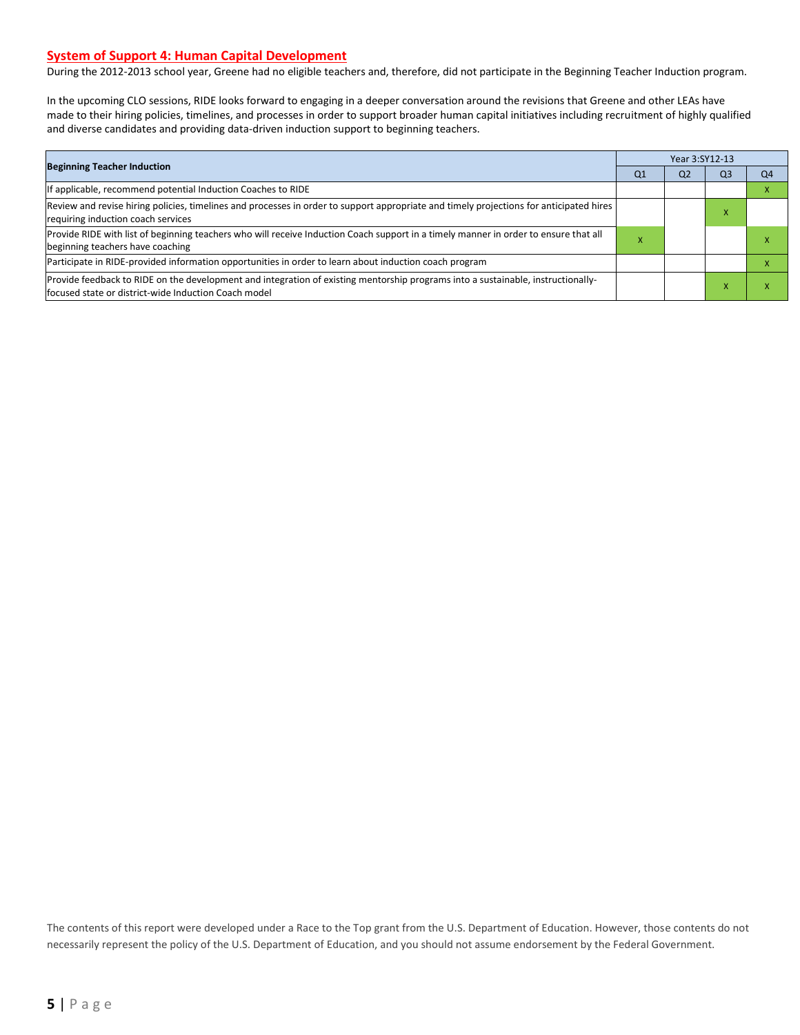## System of Support 4: Human Capital Development

During the 2012-2013 school year, Greene had no eligible teachers and, therefore, did not participate in the Beginning Teacher Induction program.

In the upcoming CLO sessions, RIDE looks forward to engaging in a deeper conversation around the revisions that Greene and other LEAs have made to their hiring policies, timelines, and processes in order to support broader human capital initiatives including recruitment of highly qualified and diverse candidates and providing data-driven induction support to beginning teachers.

| Beginning Teacher Induction | Year 3:SY12-13 | | | |
|---|---|---|---|---|
| | Q1 | Q2 | Q3 | Q4 |
| If applicable, recommend potential Induction Coaches to RIDE | | | | X |
| Review and revise hiring policies, timelines and processes in order to support appropriate and timely projections for anticipated hires requiring induction coach services | | | X | |
| Provide RIDE with list of beginning teachers who will receive Induction Coach support in a timely manner in order to ensure that all beginning teachers have coaching | X | | | X |
| Participate in RIDE-provided information opportunities in order to learn about induction coach program | | | | X |
| Provide feedback to RIDE on the development and integration of existing mentorship programs into a sustainable, instructionally-focused state or district-wide Induction Coach model | | | X | X |

The contents of this report were developed under a Race to the Top grant from the U.S. Department of Education. However, those contents do not necessarily represent the policy of the U.S. Department of Education, and you should not assume endorsement by the Federal Government.